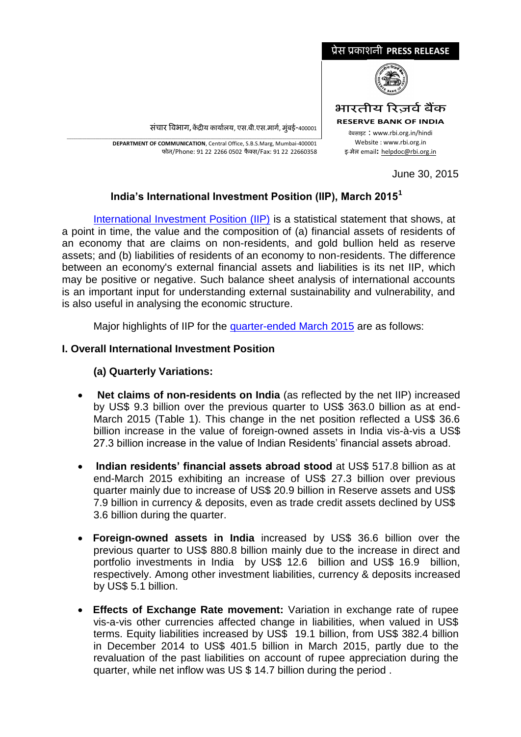प्रेस प्रकाशनी **PRESS RELEASE**

भारतीय रिज़र्व बैंक
**RESERVE BANK OF INDIA**

वेबसाइट : www.rbi.org.in/hindi
Website : www.rbi.org.in
इ-मेल email**:** helpdoc@rbi.org.in

संचार विभाग, केंद्रीय कार्यालय, एस.बी.एस.मार्ग, मुंबई-400001

**DEPARTMENT OF COMMUNICATION**, Central Office, S.B.S.Marg, Mumbai-400001
फोन/Phone: 91 22 2266 0502 फैक्स/Fax: 91 22 22660358

June 30, 2015

## India's International Investment Position (IIP), March 2015[1]

International Investment Position (IIP) is a statistical statement that shows, at a point in time, the value and the composition of (a) financial assets of residents of an economy that are claims on non-residents, and gold bullion held as reserve assets; and (b) liabilities of residents of an economy to non-residents. The difference between an economy's external financial assets and liabilities is its net IIP, which may be positive or negative. Such balance sheet analysis of international accounts is an important input for understanding external sustainability and vulnerability, and is also useful in analysing the economic structure.

Major highlights of IIP for the quarter-ended March 2015 are as follows:

### I. Overall International Investment Position

#### (a) Quarterly Variations:

- **Net claims of non-residents on India** (as reflected by the net IIP) increased by US$ 9.3 billion over the previous quarter to US$ 363.0 billion as at end-March 2015 (Table 1). This change in the net position reflected a US$ 36.6 billion increase in the value of foreign-owned assets in India vis-à-vis a US$ 27.3 billion increase in the value of Indian Residents' financial assets abroad.

- **Indian residents' financial assets abroad stood** at US$ 517.8 billion as at end-March 2015 exhibiting an increase of US$ 27.3 billion over previous quarter mainly due to increase of US$ 20.9 billion in Reserve assets and US$ 7.9 billion in currency & deposits, even as trade credit assets declined by US$ 3.6 billion during the quarter.

- **Foreign-owned assets in India** increased by US$ 36.6 billion over the previous quarter to US$ 880.8 billion mainly due to the increase in direct and portfolio investments in India by US$ 12.6 billion and US$ 16.9 billion, respectively. Among other investment liabilities, currency & deposits increased by US$ 5.1 billion.

- **Effects of Exchange Rate movement:** Variation in exchange rate of rupee vis-a-vis other currencies affected change in liabilities, when valued in US$ terms. Equity liabilities increased by US$ 19.1 billion, from US$ 382.4 billion in December 2014 to US$ 401.5 billion in March 2015, partly due to the revaluation of the past liabilities on account of rupee appreciation during the quarter, while net inflow was US $ 14.7 billion during the period .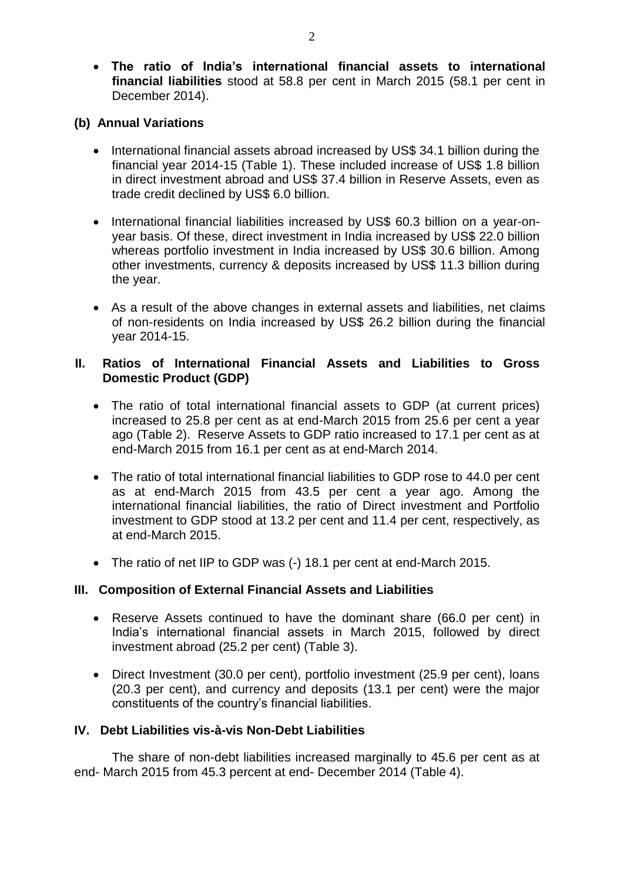- **The ratio of India's international financial assets to international financial liabilities** stood at 58.8 per cent in March 2015 (58.1 per cent in December 2014).

### (b) Annual Variations

- International financial assets abroad increased by US$ 34.1 billion during the financial year 2014-15 (Table 1). These included increase of US$ 1.8 billion in direct investment abroad and US$ 37.4 billion in Reserve Assets, even as trade credit declined by US$ 6.0 billion.

- International financial liabilities increased by US$ 60.3 billion on a year-on-year basis. Of these, direct investment in India increased by US$ 22.0 billion whereas portfolio investment in India increased by US$ 30.6 billion. Among other investments, currency & deposits increased by US$ 11.3 billion during the year.

- As a result of the above changes in external assets and liabilities, net claims of non-residents on India increased by US$ 26.2 billion during the financial year 2014-15.

## II. Ratios of International Financial Assets and Liabilities to Gross Domestic Product (GDP)

- The ratio of total international financial assets to GDP (at current prices) increased to 25.8 per cent as at end-March 2015 from 25.6 per cent a year ago (Table 2). Reserve Assets to GDP ratio increased to 17.1 per cent as at end-March 2015 from 16.1 per cent as at end-March 2014.

- The ratio of total international financial liabilities to GDP rose to 44.0 per cent as at end-March 2015 from 43.5 per cent a year ago. Among the international financial liabilities, the ratio of Direct investment and Portfolio investment to GDP stood at 13.2 per cent and 11.4 per cent, respectively, as at end-March 2015.

- The ratio of net IIP to GDP was (-) 18.1 per cent at end-March 2015.

## III. Composition of External Financial Assets and Liabilities

- Reserve Assets continued to have the dominant share (66.0 per cent) in India's international financial assets in March 2015, followed by direct investment abroad (25.2 per cent) (Table 3).

- Direct Investment (30.0 per cent), portfolio investment (25.9 per cent), loans (20.3 per cent), and currency and deposits (13.1 per cent) were the major constituents of the country's financial liabilities.

## IV. Debt Liabilities vis-à-vis Non-Debt Liabilities

The share of non-debt liabilities increased marginally to 45.6 per cent as at end- March 2015 from 45.3 percent at end- December 2014 (Table 4).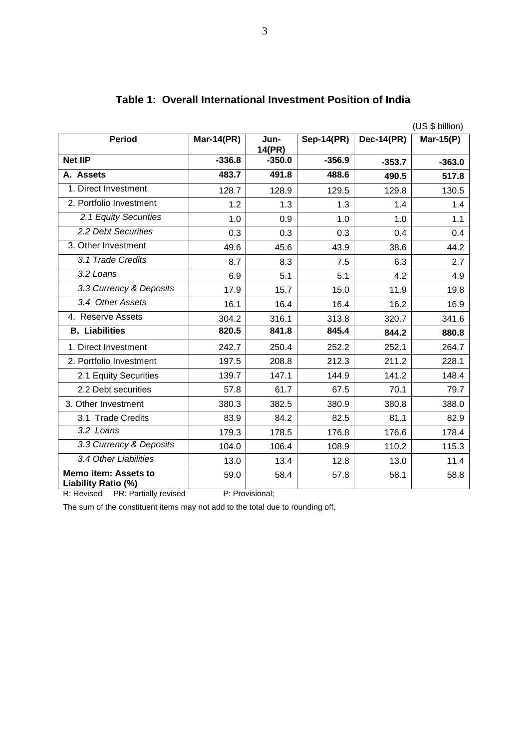### Table 1: Overall International Investment Position of India

(US $ billion)

| Period | Mar-14(PR) | Jun-14(PR) | Sep-14(PR) | Dec-14(PR) | Mar-15(P) |
|---|---|---|---|---|---|
| **Net IIP** | **-336.8** | **-350.0** | **-356.9** | **-353.7** | **-363.0** |
| **A. Assets** | **483.7** | **491.8** | **488.6** | **490.5** | **517.8** |
| 1. Direct Investment | 128.7 | 128.9 | 129.5 | 129.8 | 130.5 |
| 2. Portfolio Investment | 1.2 | 1.3 | 1.3 | 1.4 | 1.4 |
| *2.1 Equity Securities* | 1.0 | 0.9 | 1.0 | 1.0 | 1.1 |
| *2.2 Debt Securities* | 0.3 | 0.3 | 0.3 | 0.4 | 0.4 |
| 3. Other Investment | 49.6 | 45.6 | 43.9 | 38.6 | 44.2 |
| *3.1 Trade Credits* | 8.7 | 8.3 | 7.5 | 6.3 | 2.7 |
| *3.2 Loans* | 6.9 | 5.1 | 5.1 | 4.2 | 4.9 |
| *3.3 Currency & Deposits* | 17.9 | 15.7 | 15.0 | 11.9 | 19.8 |
| *3.4 Other Assets* | 16.1 | 16.4 | 16.4 | 16.2 | 16.9 |
| 4. Reserve Assets | 304.2 | 316.1 | 313.8 | 320.7 | 341.6 |
| **B. Liabilities** | **820.5** | **841.8** | **845.4** | **844.2** | **880.8** |
| 1. Direct Investment | 242.7 | 250.4 | 252.2 | 252.1 | 264.7 |
| 2. Portfolio Investment | 197.5 | 208.8 | 212.3 | 211.2 | 228.1 |
| 2.1 Equity Securities | 139.7 | 147.1 | 144.9 | 141.2 | 148.4 |
| 2.2 Debt securities | 57.8 | 61.7 | 67.5 | 70.1 | 79.7 |
| 3. Other Investment | 380.3 | 382.5 | 380.9 | 380.8 | 388.0 |
| 3.1 Trade Credits | 83.9 | 84.2 | 82.5 | 81.1 | 82.9 |
| *3.2 Loans* | 179.3 | 178.5 | 176.8 | 176.6 | 178.4 |
| *3.3 Currency & Deposits* | 104.0 | 106.4 | 108.9 | 110.2 | 115.3 |
| *3.4 Other Liabilities* | 13.0 | 13.4 | 12.8 | 13.0 | 11.4 |
| **Memo item: Assets to Liability Ratio (%)** | 59.0 | 58.4 | 57.8 | 58.1 | 58.8 |

R: Revised PR: Partially revised P: Provisional;

The sum of the constituent items may not add to the total due to rounding off.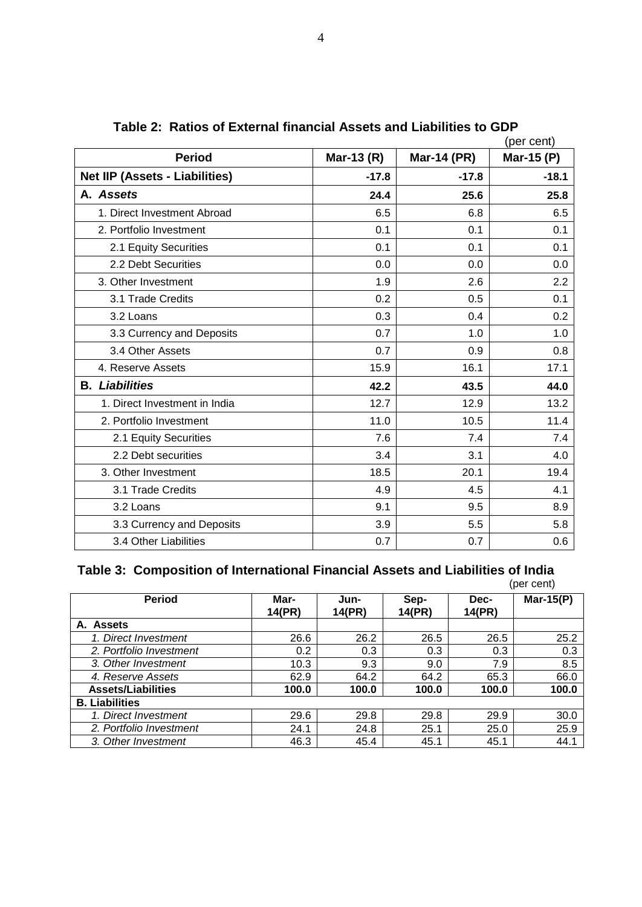**Table 2: Ratios of External financial Assets and Liabilities to GDP**

(per cent)

| Period | Mar-13 (R) | Mar-14 (PR) | Mar-15 (P) |
|---|---|---|---|
| **Net IIP (Assets - Liabilities)** | **-17.8** | **-17.8** | **-18.1** |
| **A. *Assets*** | **24.4** | **25.6** | **25.8** |
| 1. Direct Investment Abroad | 6.5 | 6.8 | 6.5 |
| 2. Portfolio Investment | 0.1 | 0.1 | 0.1 |
| 2.1 Equity Securities | 0.1 | 0.1 | 0.1 |
| 2.2 Debt Securities | 0.0 | 0.0 | 0.0 |
| 3. Other Investment | 1.9 | 2.6 | 2.2 |
| 3.1 Trade Credits | 0.2 | 0.5 | 0.1 |
| 3.2 Loans | 0.3 | 0.4 | 0.2 |
| 3.3 Currency and Deposits | 0.7 | 1.0 | 1.0 |
| 3.4 Other Assets | 0.7 | 0.9 | 0.8 |
| 4. Reserve Assets | 15.9 | 16.1 | 17.1 |
| **B. *Liabilities*** | **42.2** | **43.5** | **44.0** |
| 1. Direct Investment in India | 12.7 | 12.9 | 13.2 |
| 2. Portfolio Investment | 11.0 | 10.5 | 11.4 |
| 2.1 Equity Securities | 7.6 | 7.4 | 7.4 |
| 2.2 Debt securities | 3.4 | 3.1 | 4.0 |
| 3. Other Investment | 18.5 | 20.1 | 19.4 |
| 3.1 Trade Credits | 4.9 | 4.5 | 4.1 |
| 3.2 Loans | 9.1 | 9.5 | 8.9 |
| 3.3 Currency and Deposits | 3.9 | 5.5 | 5.8 |
| 3.4 Other Liabilities | 0.7 | 0.7 | 0.6 |

**Table 3: Composition of International Financial Assets and Liabilities of India**

(per cent)

| Period | Mar-14(PR) | Jun-14(PR) | Sep-14(PR) | Dec-14(PR) | Mar-15(P) |
|---|---|---|---|---|---|
| **A. Assets** | | | | | |
| *1. Direct Investment* | 26.6 | 26.2 | 26.5 | 26.5 | 25.2 |
| *2. Portfolio Investment* | 0.2 | 0.3 | 0.3 | 0.3 | 0.3 |
| *3. Other Investment* | 10.3 | 9.3 | 9.0 | 7.9 | 8.5 |
| *4. Reserve Assets* | 62.9 | 64.2 | 64.2 | 65.3 | 66.0 |
| **Assets/Liabilities** | **100.0** | **100.0** | **100.0** | **100.0** | **100.0** |
| **B. Liabilities** | | | | | |
| *1. Direct Investment* | 29.6 | 29.8 | 29.8 | 29.9 | 30.0 |
| *2. Portfolio Investment* | 24.1 | 24.8 | 25.1 | 25.0 | 25.9 |
| *3. Other Investment* | 46.3 | 45.4 | 45.1 | 45.1 | 44.1 |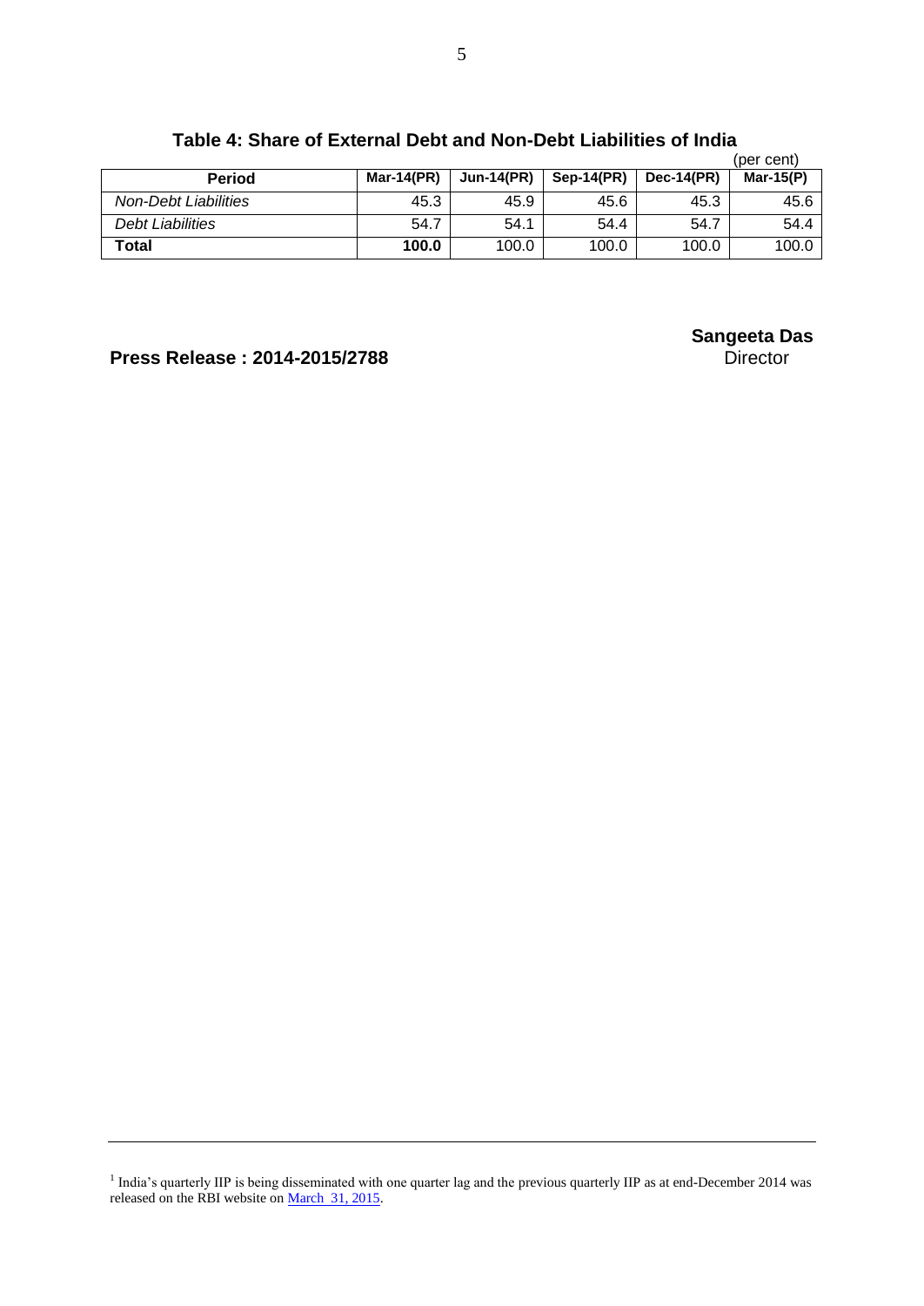**Table 4: Share of External Debt and Non-Debt Liabilities of India**

(per cent)

| Period | Mar-14(PR) | Jun-14(PR) | Sep-14(PR) | Dec-14(PR) | Mar-15(P) |
|---|---|---|---|---|---|
| *Non-Debt Liabilities* | 45.3 | 45.9 | 45.6 | 45.3 | 45.6 |
| *Debt Liabilities* | 54.7 | 54.1 | 54.4 | 54.7 | 54.4 |
| **Total** | **100.0** | 100.0 | 100.0 | 100.0 | 100.0 |

**Press Release : 2014-2015/2788**

**Sangeeta Das**
Director

---

[1] India's quarterly IIP is being disseminated with one quarter lag and the previous quarterly IIP as at end-December 2014 was released on the RBI website on March 31, 2015.